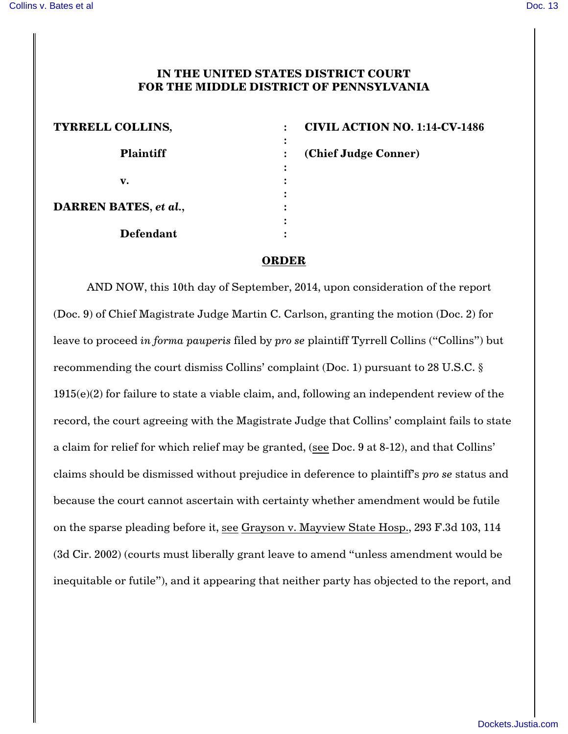**IN THE UNITED STATES DISTRICT COURT**
**FOR THE MIDDLE DISTRICT OF PENNSYLVANIA**

| | | |
|---|---|---|
| **TYRRELL COLLINS,** | : | **CIVIL ACTION NO. 1:14-CV-1486** |
| | : | |
| **Plaintiff** | : | **(Chief Judge Conner)** |
| | : | |
| **v.** | : | |
| | : | |
| **DARREN BATES,** ***et al.*****,** | : | |
| | : | |
| **Defendant** | : | |

**ORDER**

AND NOW, this 10th day of September, 2014, upon consideration of the report (Doc. 9) of Chief Magistrate Judge Martin C. Carlson, granting the motion (Doc. 2) for leave to proceed *in forma pauperis* filed by *pro se* plaintiff Tyrrell Collins ("Collins") but recommending the court dismiss Collins' complaint (Doc. 1) pursuant to 28 U.S.C. § 1915(e)(2) for failure to state a viable claim, and, following an independent review of the record, the court agreeing with the Magistrate Judge that Collins' complaint fails to state a claim for relief for which relief may be granted, (see Doc. 9 at 8-12), and that Collins' claims should be dismissed without prejudice in deference to plaintiff's *pro se* status and because the court cannot ascertain with certainty whether amendment would be futile on the sparse pleading before it, see Grayson v. Mayview State Hosp., 293 F.3d 103, 114 (3d Cir. 2002) (courts must liberally grant leave to amend "unless amendment would be inequitable or futile"), and it appearing that neither party has objected to the report, and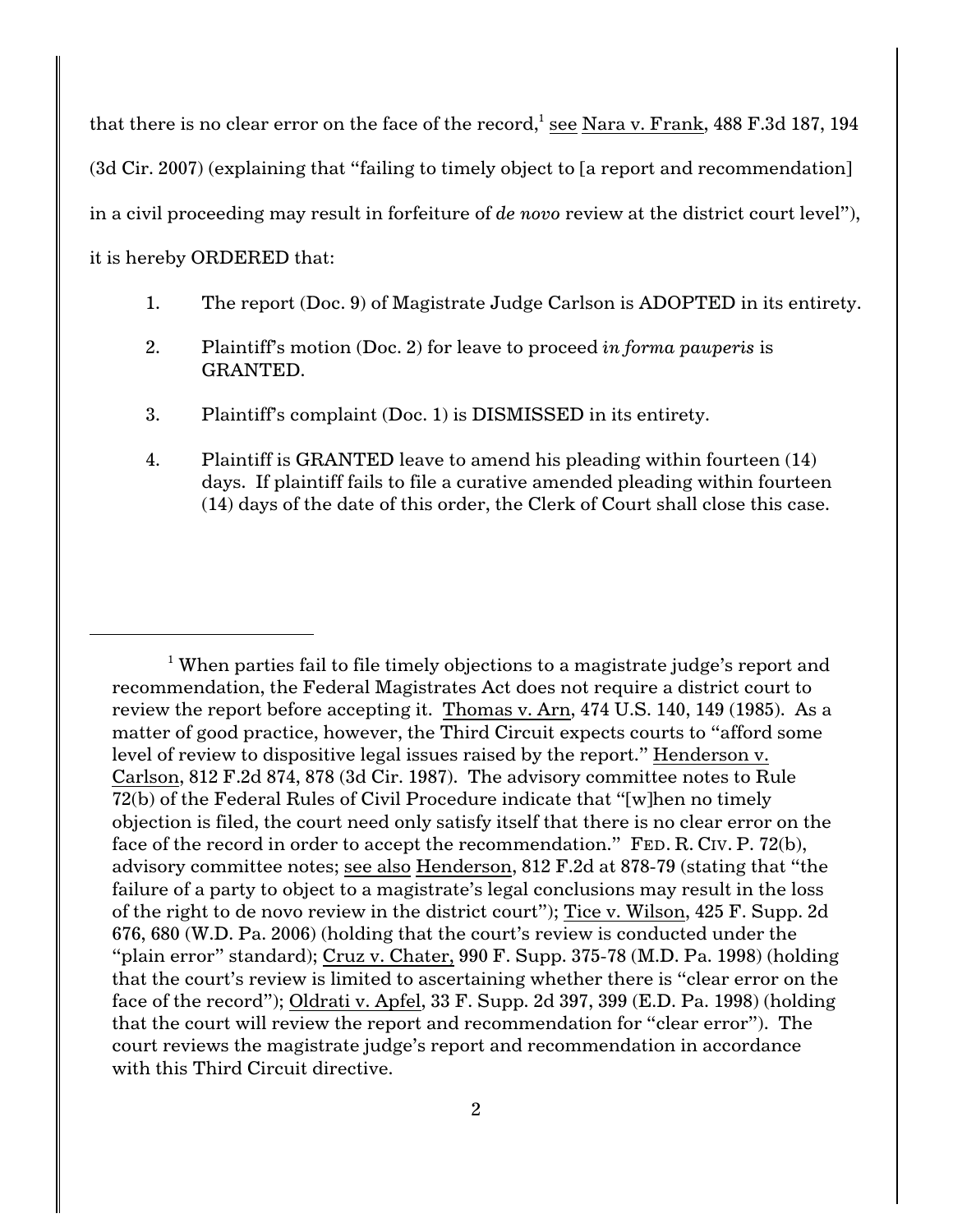that there is no clear error on the face of the record,[1] see Nara v. Frank, 488 F.3d 187, 194 (3d Cir. 2007) (explaining that "failing to timely object to [a report and recommendation] in a civil proceeding may result in forfeiture of *de novo* review at the district court level"), it is hereby ORDERED that:

1. The report (Doc. 9) of Magistrate Judge Carlson is ADOPTED in its entirety.

2. Plaintiff's motion (Doc. 2) for leave to proceed *in forma pauperis* is GRANTED.

3. Plaintiff's complaint (Doc. 1) is DISMISSED in its entirety.

4. Plaintiff is GRANTED leave to amend his pleading within fourteen (14) days. If plaintiff fails to file a curative amended pleading within fourteen (14) days of the date of this order, the Clerk of Court shall close this case.

---

[1] When parties fail to file timely objections to a magistrate judge's report and recommendation, the Federal Magistrates Act does not require a district court to review the report before accepting it. Thomas v. Arn, 474 U.S. 140, 149 (1985). As a matter of good practice, however, the Third Circuit expects courts to "afford some level of review to dispositive legal issues raised by the report." Henderson v. Carlson, 812 F.2d 874, 878 (3d Cir. 1987). The advisory committee notes to Rule 72(b) of the Federal Rules of Civil Procedure indicate that "[w]hen no timely objection is filed, the court need only satisfy itself that there is no clear error on the face of the record in order to accept the recommendation." FED. R. CIV. P. 72(b), advisory committee notes; see also Henderson, 812 F.2d at 878-79 (stating that "the failure of a party to object to a magistrate's legal conclusions may result in the loss of the right to de novo review in the district court"); Tice v. Wilson, 425 F. Supp. 2d 676, 680 (W.D. Pa. 2006) (holding that the court's review is conducted under the "plain error" standard); Cruz v. Chater, 990 F. Supp. 375-78 (M.D. Pa. 1998) (holding that the court's review is limited to ascertaining whether there is "clear error on the face of the record"); Oldrati v. Apfel, 33 F. Supp. 2d 397, 399 (E.D. Pa. 1998) (holding that the court will review the report and recommendation for "clear error"). The court reviews the magistrate judge's report and recommendation in accordance with this Third Circuit directive.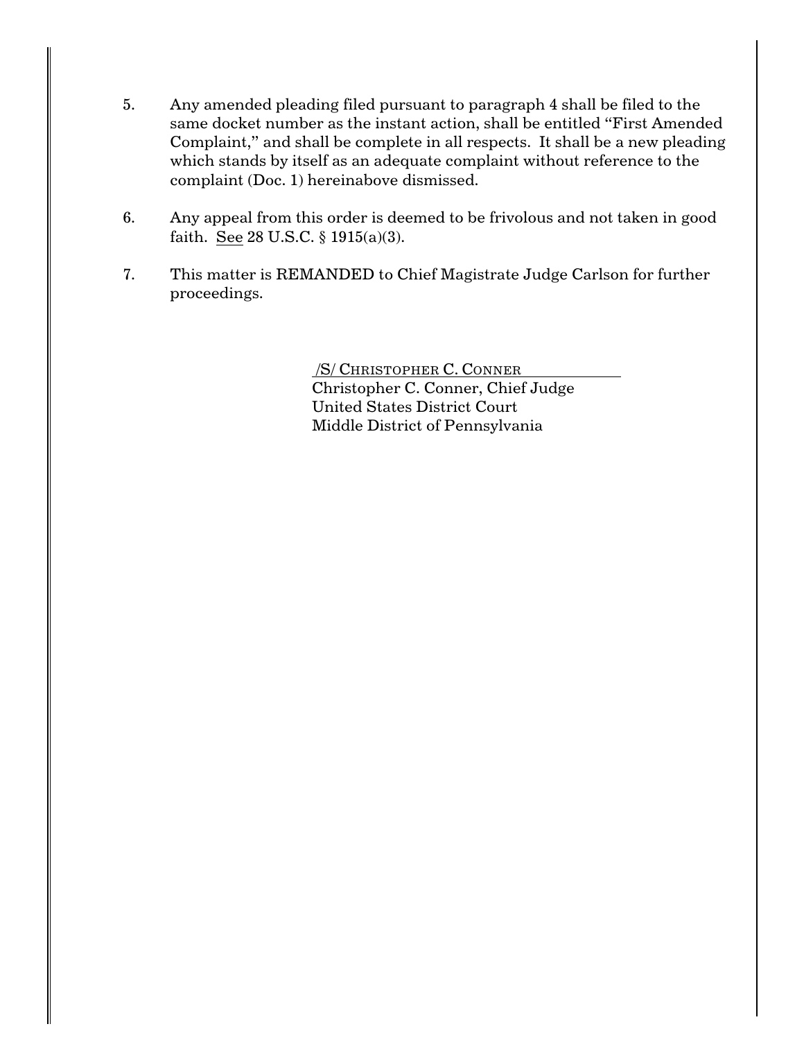5. Any amended pleading filed pursuant to paragraph 4 shall be filed to the same docket number as the instant action, shall be entitled "First Amended Complaint," and shall be complete in all respects. It shall be a new pleading which stands by itself as an adequate complaint without reference to the complaint (Doc. 1) hereinabove dismissed.

6. Any appeal from this order is deemed to be frivolous and not taken in good faith. See 28 U.S.C. § 1915(a)(3).

7. This matter is REMANDED to Chief Magistrate Judge Carlson for further proceedings.

/S/ CHRISTOPHER C. CONNER
Christopher C. Conner, Chief Judge
United States District Court
Middle District of Pennsylvania